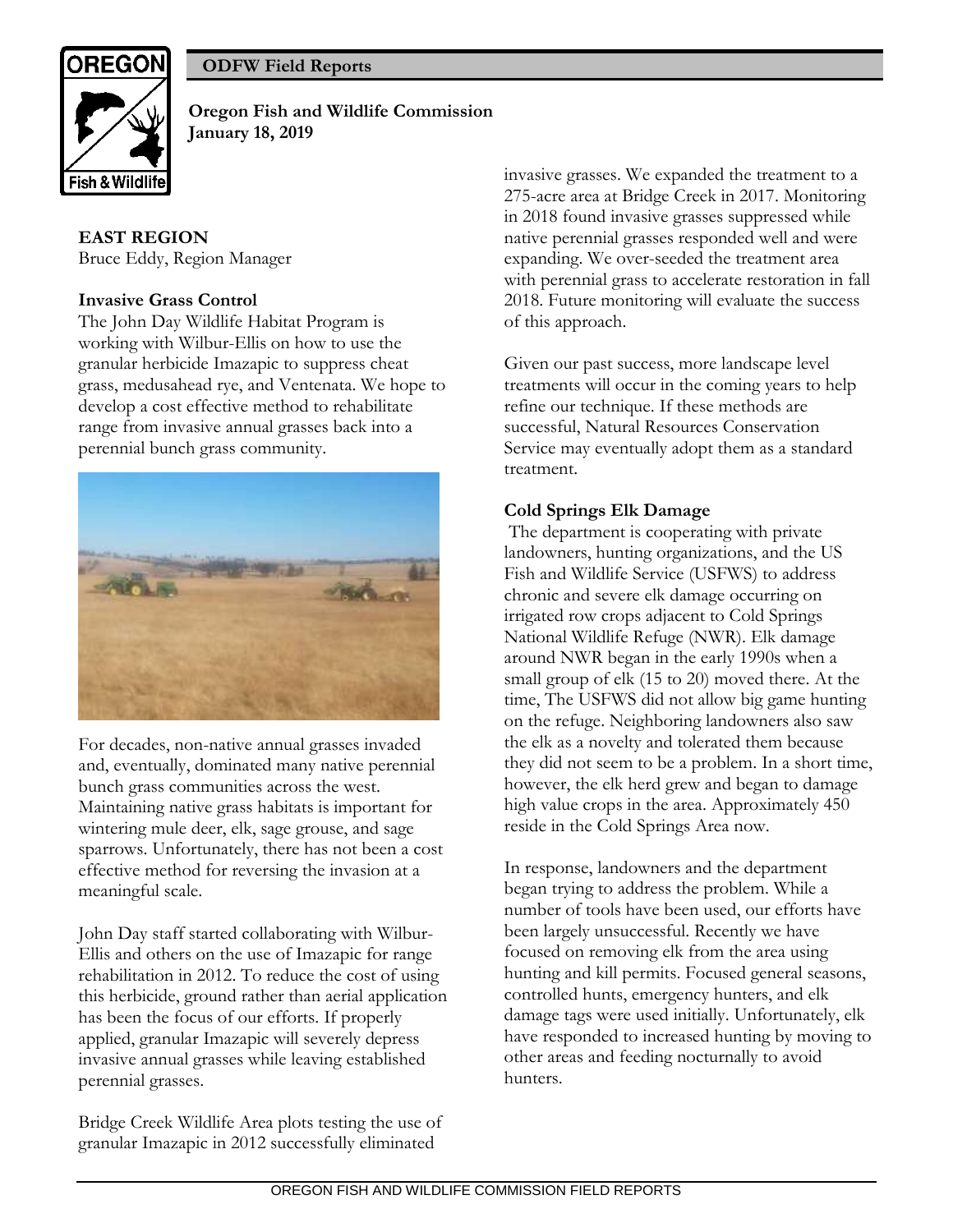**ODFW Field Reports**

**Oregon Fish and Wildlife Commission**
**January 18, 2019**

**EAST REGION**
Bruce Eddy, Region Manager

**Invasive Grass Control**
The John Day Wildlife Habitat Program is working with Wilbur-Ellis on how to use the granular herbicide Imazapic to suppress cheat grass, medusahead rye, and Ventenata. We hope to develop a cost effective method to rehabilitate range from invasive annual grasses back into a perennial bunch grass community.

For decades, non-native annual grasses invaded and, eventually, dominated many native perennial bunch grass communities across the west. Maintaining native grass habitats is important for wintering mule deer, elk, sage grouse, and sage sparrows. Unfortunately, there has not been a cost effective method for reversing the invasion at a meaningful scale.

John Day staff started collaborating with Wilbur-Ellis and others on the use of Imazapic for range rehabilitation in 2012. To reduce the cost of using this herbicide, ground rather than aerial application has been the focus of our efforts. If properly applied, granular Imazapic will severely depress invasive annual grasses while leaving established perennial grasses.

Bridge Creek Wildlife Area plots testing the use of granular Imazapic in 2012 successfully eliminated invasive grasses. We expanded the treatment to a 275-acre area at Bridge Creek in 2017. Monitoring in 2018 found invasive grasses suppressed while native perennial grasses responded well and were expanding. We over-seeded the treatment area with perennial grass to accelerate restoration in fall 2018. Future monitoring will evaluate the success of this approach.

Given our past success, more landscape level treatments will occur in the coming years to help refine our technique. If these methods are successful, Natural Resources Conservation Service may eventually adopt them as a standard treatment.

**Cold Springs Elk Damage**
The department is cooperating with private landowners, hunting organizations, and the US Fish and Wildlife Service (USFWS) to address chronic and severe elk damage occurring on irrigated row crops adjacent to Cold Springs National Wildlife Refuge (NWR). Elk damage around NWR began in the early 1990s when a small group of elk (15 to 20) moved there. At the time, The USFWS did not allow big game hunting on the refuge. Neighboring landowners also saw the elk as a novelty and tolerated them because they did not seem to be a problem. In a short time, however, the elk herd grew and began to damage high value crops in the area. Approximately 450 reside in the Cold Springs Area now.

In response, landowners and the department began trying to address the problem. While a number of tools have been used, our efforts have been largely unsuccessful. Recently we have focused on removing elk from the area using hunting and kill permits. Focused general seasons, controlled hunts, emergency hunters, and elk damage tags were used initially. Unfortunately, elk have responded to increased hunting by moving to other areas and feeding nocturnally to avoid hunters.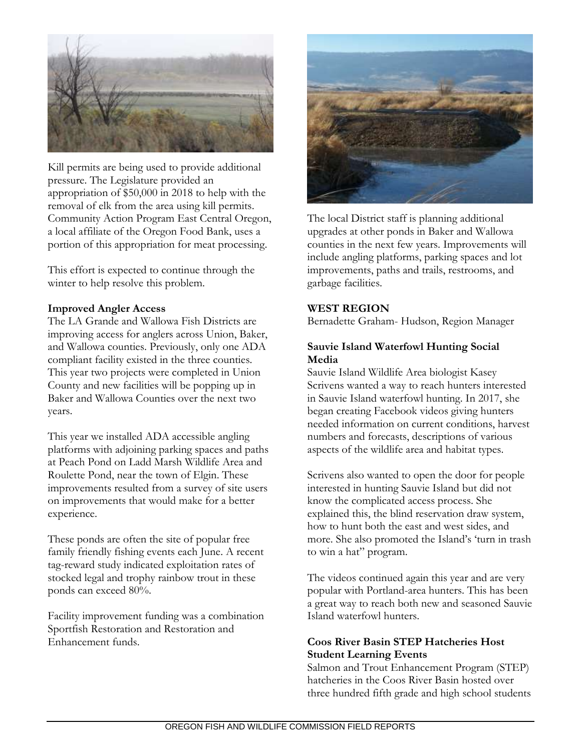Kill permits are being used to provide additional pressure. The Legislature provided an appropriation of $50,000 in 2018 to help with the removal of elk from the area using kill permits. Community Action Program East Central Oregon, a local affiliate of the Oregon Food Bank, uses a portion of this appropriation for meat processing.

This effort is expected to continue through the winter to help resolve this problem.

**Improved Angler Access**

The LA Grande and Wallowa Fish Districts are improving access for anglers across Union, Baker, and Wallowa counties. Previously, only one ADA compliant facility existed in the three counties. This year two projects were completed in Union County and new facilities will be popping up in Baker and Wallowa Counties over the next two years.

This year we installed ADA accessible angling platforms with adjoining parking spaces and paths at Peach Pond on Ladd Marsh Wildlife Area and Roulette Pond, near the town of Elgin. These improvements resulted from a survey of site users on improvements that would make for a better experience.

These ponds are often the site of popular free family friendly fishing events each June. A recent tag-reward study indicated exploitation rates of stocked legal and trophy rainbow trout in these ponds can exceed 80%.

Facility improvement funding was a combination Sportfish Restoration and Restoration and Enhancement funds.

The local District staff is planning additional upgrades at other ponds in Baker and Wallowa counties in the next few years. Improvements will include angling platforms, parking spaces and lot improvements, paths and trails, restrooms, and garbage facilities.

**WEST REGION**

Bernadette Graham- Hudson, Region Manager

**Sauvie Island Waterfowl Hunting Social Media**

Sauvie Island Wildlife Area biologist Kasey Scrivens wanted a way to reach hunters interested in Sauvie Island waterfowl hunting. In 2017, she began creating Facebook videos giving hunters needed information on current conditions, harvest numbers and forecasts, descriptions of various aspects of the wildlife area and habitat types.

Scrivens also wanted to open the door for people interested in hunting Sauvie Island but did not know the complicated access process. She explained this, the blind reservation draw system, how to hunt both the east and west sides, and more. She also promoted the Island's 'turn in trash to win a hat" program.

The videos continued again this year and are very popular with Portland-area hunters. This has been a great way to reach both new and seasoned Sauvie Island waterfowl hunters.

**Coos River Basin STEP Hatcheries Host Student Learning Events**

Salmon and Trout Enhancement Program (STEP) hatcheries in the Coos River Basin hosted over three hundred fifth grade and high school students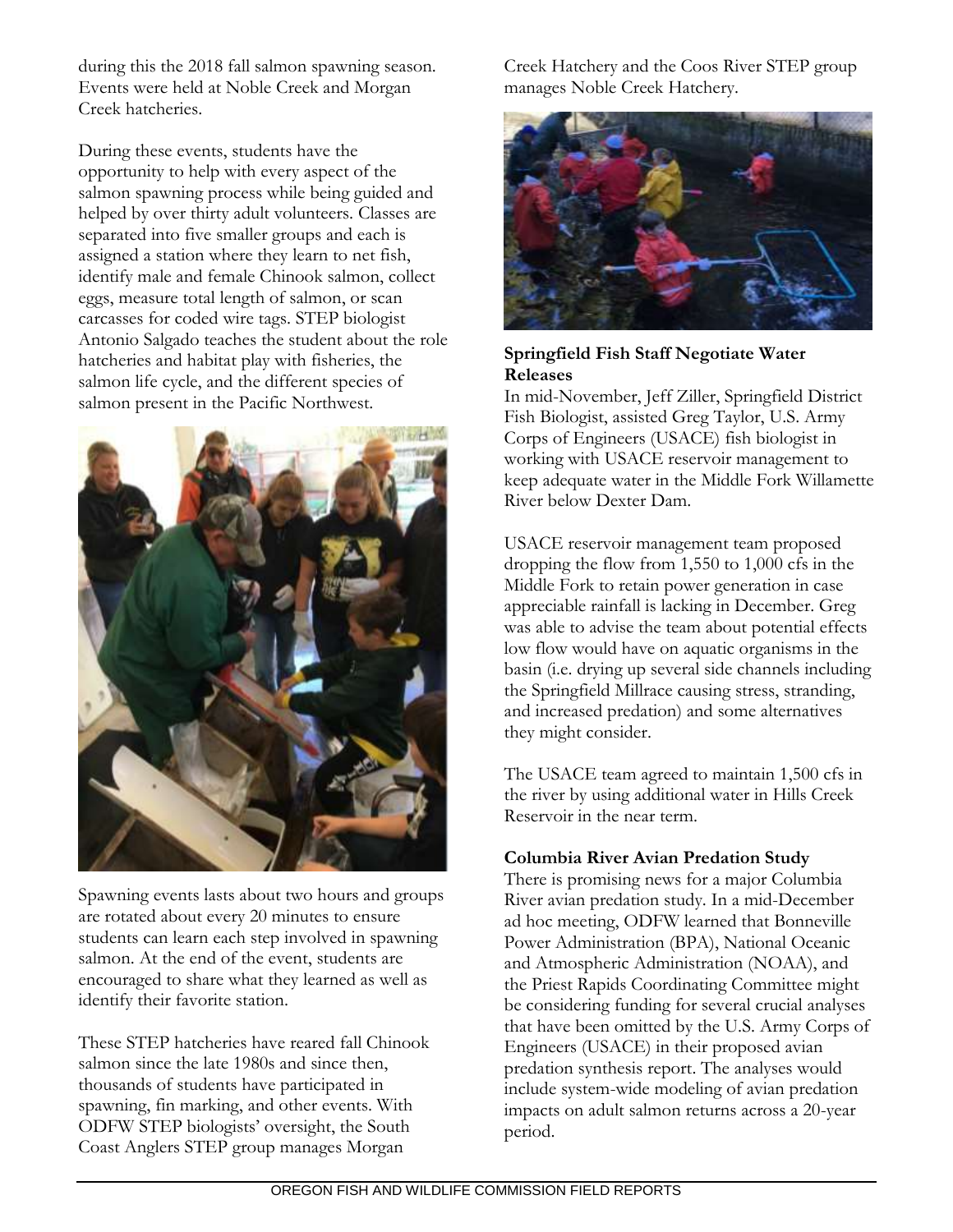during this the 2018 fall salmon spawning season. Events were held at Noble Creek and Morgan Creek hatcheries.

During these events, students have the opportunity to help with every aspect of the salmon spawning process while being guided and helped by over thirty adult volunteers. Classes are separated into five smaller groups and each is assigned a station where they learn to net fish, identify male and female Chinook salmon, collect eggs, measure total length of salmon, or scan carcasses for coded wire tags. STEP biologist Antonio Salgado teaches the student about the role hatcheries and habitat play with fisheries, the salmon life cycle, and the different species of salmon present in the Pacific Northwest.

Spawning events lasts about two hours and groups are rotated about every 20 minutes to ensure students can learn each step involved in spawning salmon. At the end of the event, students are encouraged to share what they learned as well as identify their favorite station.

These STEP hatcheries have reared fall Chinook salmon since the late 1980s and since then, thousands of students have participated in spawning, fin marking, and other events. With ODFW STEP biologists' oversight, the South Coast Anglers STEP group manages Morgan Creek Hatchery and the Coos River STEP group manages Noble Creek Hatchery.

**Springfield Fish Staff Negotiate Water Releases**

In mid-November, Jeff Ziller, Springfield District Fish Biologist, assisted Greg Taylor, U.S. Army Corps of Engineers (USACE) fish biologist in working with USACE reservoir management to keep adequate water in the Middle Fork Willamette River below Dexter Dam.

USACE reservoir management team proposed dropping the flow from 1,550 to 1,000 cfs in the Middle Fork to retain power generation in case appreciable rainfall is lacking in December. Greg was able to advise the team about potential effects low flow would have on aquatic organisms in the basin (i.e. drying up several side channels including the Springfield Millrace causing stress, stranding, and increased predation) and some alternatives they might consider.

The USACE team agreed to maintain 1,500 cfs in the river by using additional water in Hills Creek Reservoir in the near term.

**Columbia River Avian Predation Study**

There is promising news for a major Columbia River avian predation study. In a mid-December ad hoc meeting, ODFW learned that Bonneville Power Administration (BPA), National Oceanic and Atmospheric Administration (NOAA), and the Priest Rapids Coordinating Committee might be considering funding for several crucial analyses that have been omitted by the U.S. Army Corps of Engineers (USACE) in their proposed avian predation synthesis report. The analyses would include system-wide modeling of avian predation impacts on adult salmon returns across a 20-year period.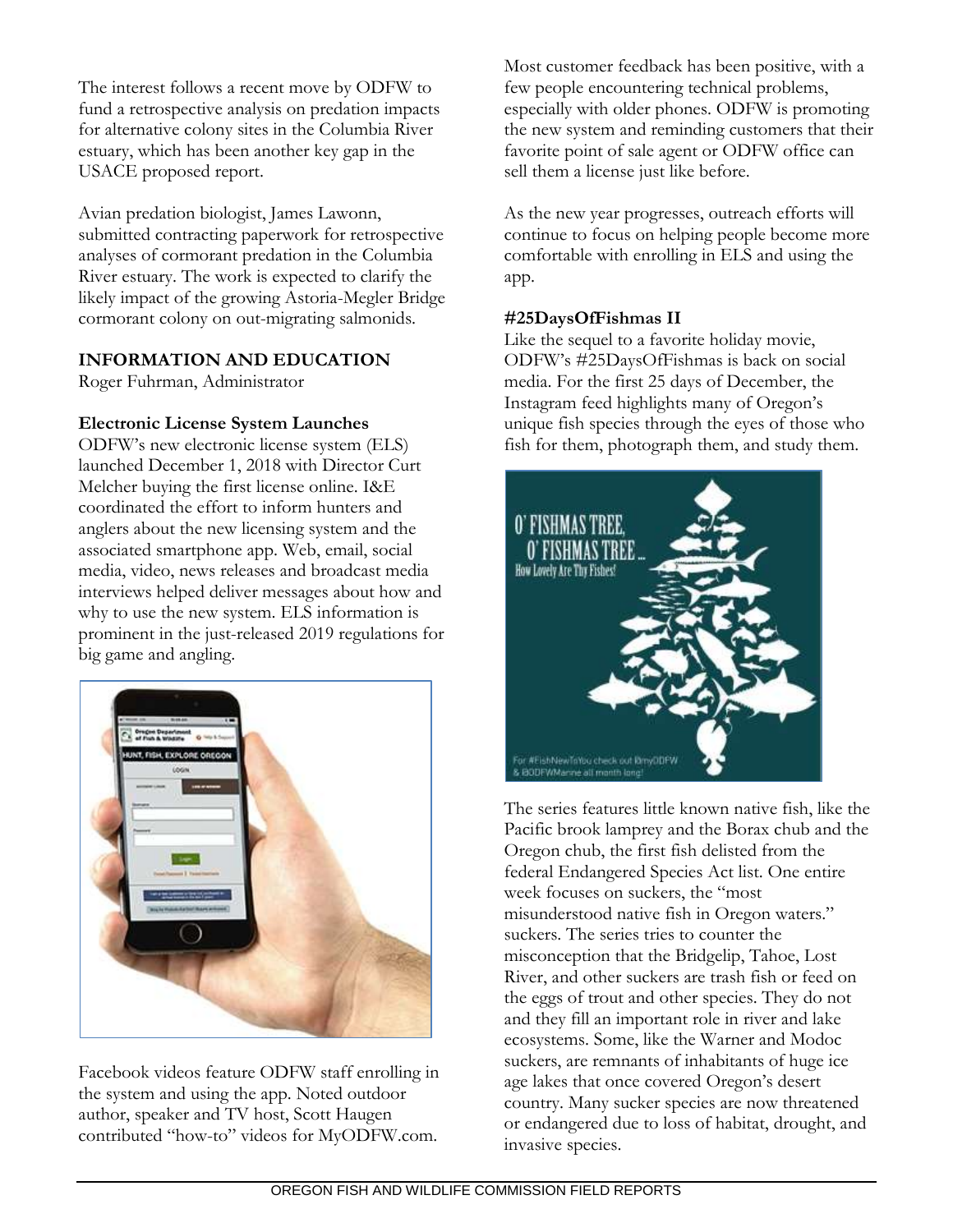The interest follows a recent move by ODFW to fund a retrospective analysis on predation impacts for alternative colony sites in the Columbia River estuary, which has been another key gap in the USACE proposed report.

Avian predation biologist, James Lawonn, submitted contracting paperwork for retrospective analyses of cormorant predation in the Columbia River estuary. The work is expected to clarify the likely impact of the growing Astoria-Megler Bridge cormorant colony on out-migrating salmonids.

## INFORMATION AND EDUCATION

Roger Fuhrman, Administrator

### Electronic License System Launches

ODFW's new electronic license system (ELS) launched December 1, 2018 with Director Curt Melcher buying the first license online. I&E coordinated the effort to inform hunters and anglers about the new licensing system and the associated smartphone app. Web, email, social media, video, news releases and broadcast media interviews helped deliver messages about how and why to use the new system. ELS information is prominent in the just-released 2019 regulations for big game and angling.

Facebook videos feature ODFW staff enrolling in the system and using the app. Noted outdoor author, speaker and TV host, Scott Haugen contributed "how-to" videos for MyODFW.com.

Most customer feedback has been positive, with a few people encountering technical problems, especially with older phones. ODFW is promoting the new system and reminding customers that their favorite point of sale agent or ODFW office can sell them a license just like before.

As the new year progresses, outreach efforts will continue to focus on helping people become more comfortable with enrolling in ELS and using the app.

### #25DaysOfFishmas II

Like the sequel to a favorite holiday movie, ODFW's #25DaysOfFishmas is back on social media. For the first 25 days of December, the Instagram feed highlights many of Oregon's unique fish species through the eyes of those who fish for them, photograph them, and study them.

The series features little known native fish, like the Pacific brook lamprey and the Borax chub and the Oregon chub, the first fish delisted from the federal Endangered Species Act list. One entire week focuses on suckers, the "most misunderstood native fish in Oregon waters." suckers. The series tries to counter the misconception that the Bridgelip, Tahoe, Lost River, and other suckers are trash fish or feed on the eggs of trout and other species. They do not and they fill an important role in river and lake ecosystems. Some, like the Warner and Modoc suckers, are remnants of inhabitants of huge ice age lakes that once covered Oregon's desert country. Many sucker species are now threatened or endangered due to loss of habitat, drought, and invasive species.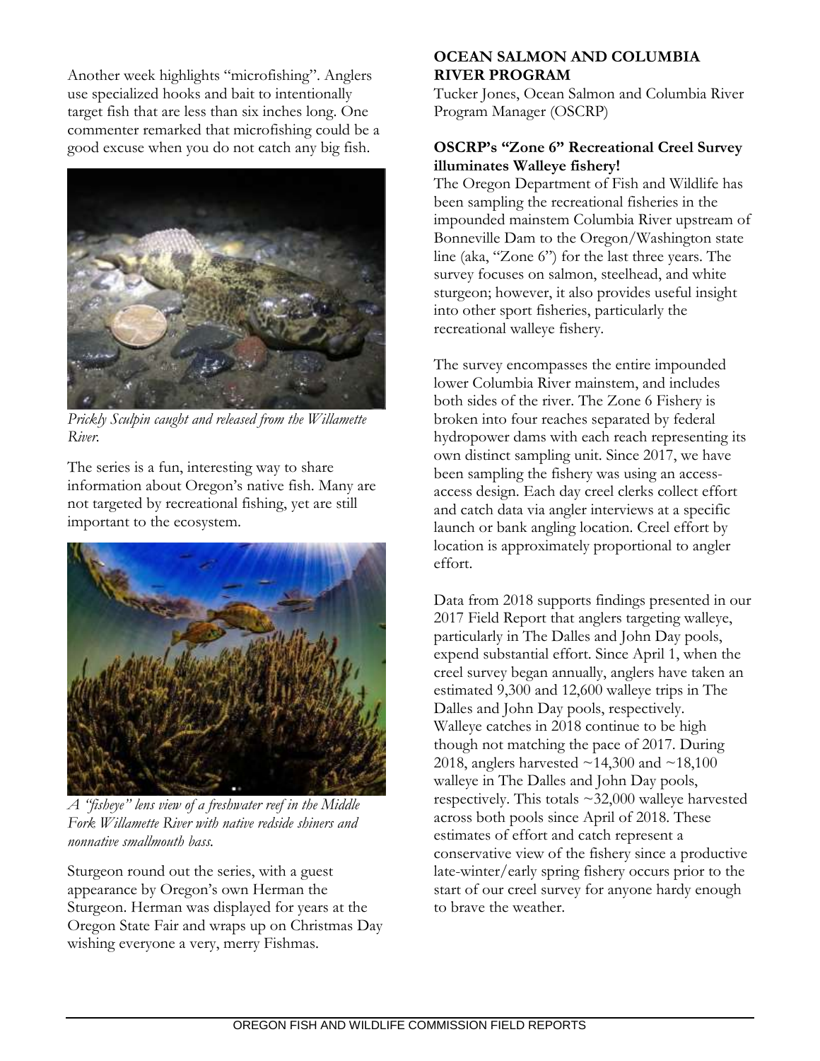Another week highlights "microfishing". Anglers use specialized hooks and bait to intentionally target fish that are less than six inches long. One commenter remarked that microfishing could be a good excuse when you do not catch any big fish.

*Prickly Sculpin caught and released from the Willamette River.*

The series is a fun, interesting way to share information about Oregon's native fish. Many are not targeted by recreational fishing, yet are still important to the ecosystem.

*A "fisheye" lens view of a freshwater reef in the Middle Fork Willamette River with native redside shiners and nonnative smallmouth bass.*

Sturgeon round out the series, with a guest appearance by Oregon's own Herman the Sturgeon. Herman was displayed for years at the Oregon State Fair and wraps up on Christmas Day wishing everyone a very, merry Fishmas.

## OCEAN SALMON AND COLUMBIA RIVER PROGRAM

Tucker Jones, Ocean Salmon and Columbia River Program Manager (OSCRP)

### OSCRP's "Zone 6" Recreational Creel Survey illuminates Walleye fishery!

The Oregon Department of Fish and Wildlife has been sampling the recreational fisheries in the impounded mainstem Columbia River upstream of Bonneville Dam to the Oregon/Washington state line (aka, "Zone 6") for the last three years. The survey focuses on salmon, steelhead, and white sturgeon; however, it also provides useful insight into other sport fisheries, particularly the recreational walleye fishery.

The survey encompasses the entire impounded lower Columbia River mainstem, and includes both sides of the river. The Zone 6 Fishery is broken into four reaches separated by federal hydropower dams with each reach representing its own distinct sampling unit. Since 2017, we have been sampling the fishery was using an access-access design. Each day creel clerks collect effort and catch data via angler interviews at a specific launch or bank angling location. Creel effort by location is approximately proportional to angler effort.

Data from 2018 supports findings presented in our 2017 Field Report that anglers targeting walleye, particularly in The Dalles and John Day pools, expend substantial effort. Since April 1, when the creel survey began annually, anglers have taken an estimated 9,300 and 12,600 walleye trips in The Dalles and John Day pools, respectively. Walleye catches in 2018 continue to be high though not matching the pace of 2017. During 2018, anglers harvested ~14,300 and ~18,100 walleye in The Dalles and John Day pools, respectively. This totals ~32,000 walleye harvested across both pools since April of 2018. These estimates of effort and catch represent a conservative view of the fishery since a productive late-winter/early spring fishery occurs prior to the start of our creel survey for anyone hardy enough to brave the weather.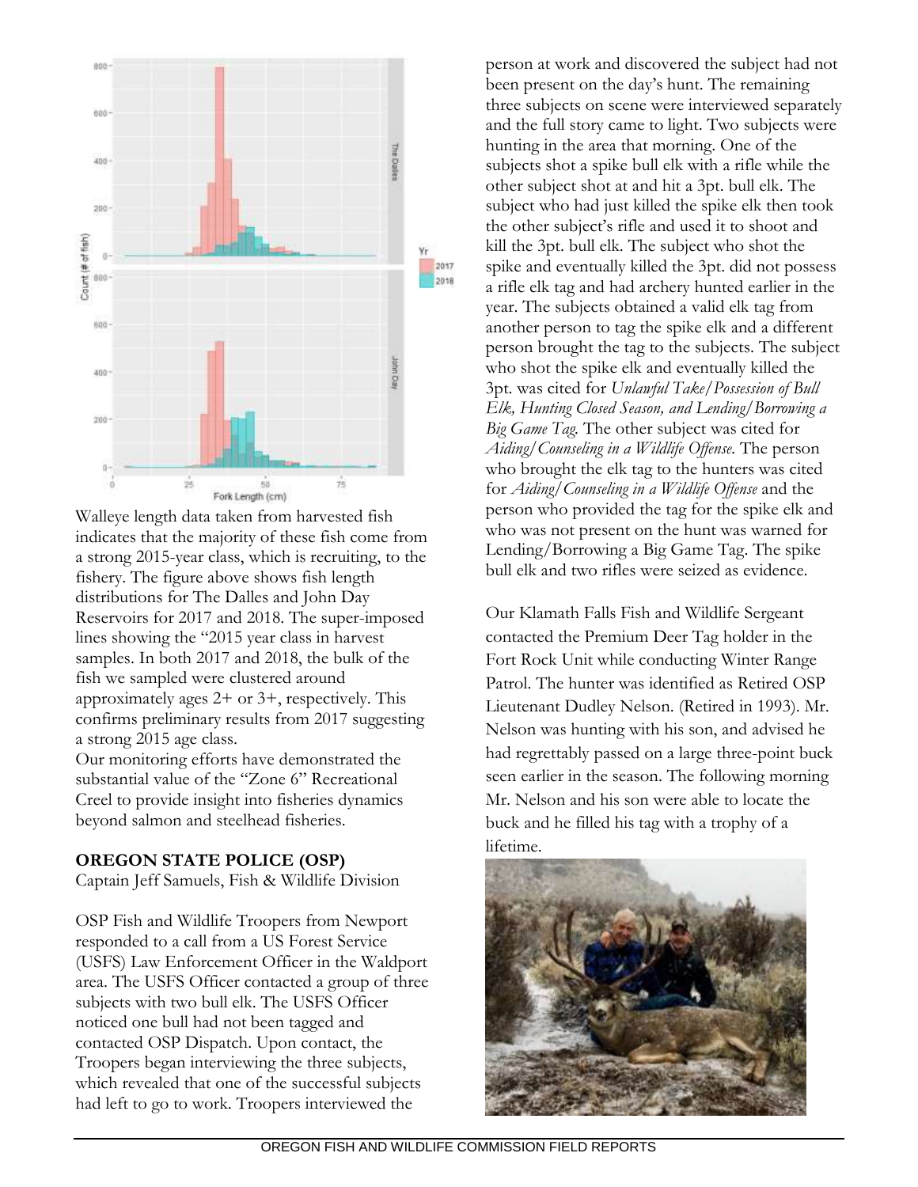Walleye length data taken from harvested fish indicates that the majority of these fish come from a strong 2015-year class, which is recruiting, to the fishery. The figure above shows fish length distributions for The Dalles and John Day Reservoirs for 2017 and 2018. The super-imposed lines showing the "2015 year class in harvest samples. In both 2017 and 2018, the bulk of the fish we sampled were clustered around approximately ages 2+ or 3+, respectively. This confirms preliminary results from 2017 suggesting a strong 2015 age class.

Our monitoring efforts have demonstrated the substantial value of the "Zone 6" Recreational Creel to provide insight into fisheries dynamics beyond salmon and steelhead fisheries.

**OREGON STATE POLICE (OSP)**
Captain Jeff Samuels, Fish & Wildlife Division

OSP Fish and Wildlife Troopers from Newport responded to a call from a US Forest Service (USFS) Law Enforcement Officer in the Waldport area. The USFS Officer contacted a group of three subjects with two bull elk. The USFS Officer noticed one bull had not been tagged and contacted OSP Dispatch. Upon contact, the Troopers began interviewing the three subjects, which revealed that one of the successful subjects had left to go to work. Troopers interviewed the person at work and discovered the subject had not been present on the day's hunt. The remaining three subjects on scene were interviewed separately and the full story came to light. Two subjects were hunting in the area that morning. One of the subjects shot a spike bull elk with a rifle while the other subject shot at and hit a 3pt. bull elk. The subject who had just killed the spike elk then took the other subject's rifle and used it to shoot and kill the 3pt. bull elk. The subject who shot the spike and eventually killed the 3pt. did not possess a rifle elk tag and had archery hunted earlier in the year. The subjects obtained a valid elk tag from another person to tag the spike elk and a different person brought the tag to the subjects. The subject who shot the spike elk and eventually killed the 3pt. was cited for *Unlawful Take/Possession of Bull Elk, Hunting Closed Season, and Lending/Borrowing a Big Game Tag.* The other subject was cited for *Aiding/Counseling in a Wildlife Offense.* The person who brought the elk tag to the hunters was cited for *Aiding/Counseling in a Wildlife Offense* and the person who provided the tag for the spike elk and who was not present on the hunt was warned for Lending/Borrowing a Big Game Tag. The spike bull elk and two rifles were seized as evidence.

Our Klamath Falls Fish and Wildlife Sergeant contacted the Premium Deer Tag holder in the Fort Rock Unit while conducting Winter Range Patrol. The hunter was identified as Retired OSP Lieutenant Dudley Nelson. (Retired in 1993). Mr. Nelson was hunting with his son, and advised he had regrettably passed on a large three-point buck seen earlier in the season. The following morning Mr. Nelson and his son were able to locate the buck and he filled his tag with a trophy of a lifetime.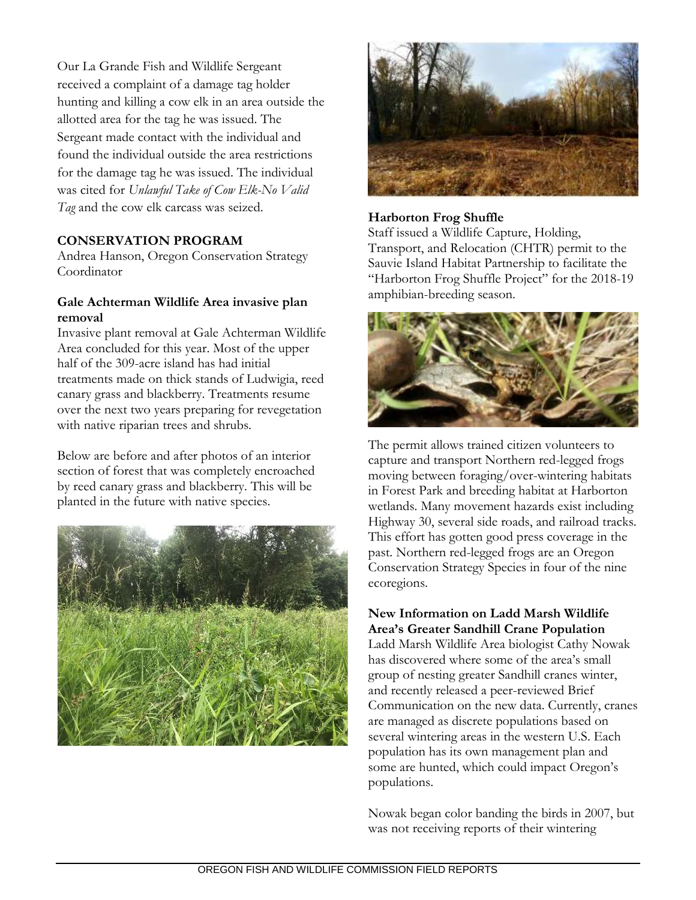Our La Grande Fish and Wildlife Sergeant received a complaint of a damage tag holder hunting and killing a cow elk in an area outside the allotted area for the tag he was issued. The Sergeant made contact with the individual and found the individual outside the area restrictions for the damage tag he was issued. The individual was cited for *Unlawful Take of Cow Elk-No Valid Tag* and the cow elk carcass was seized.

## CONSERVATION PROGRAM

Andrea Hanson, Oregon Conservation Strategy Coordinator

### Gale Achterman Wildlife Area invasive plan removal

Invasive plant removal at Gale Achterman Wildlife Area concluded for this year. Most of the upper half of the 309-acre island has had initial treatments made on thick stands of Ludwigia, reed canary grass and blackberry. Treatments resume over the next two years preparing for revegetation with native riparian trees and shrubs.

Below are before and after photos of an interior section of forest that was completely encroached by reed canary grass and blackberry. This will be planted in the future with native species.

### Harborton Frog Shuffle

Staff issued a Wildlife Capture, Holding, Transport, and Relocation (CHTR) permit to the Sauvie Island Habitat Partnership to facilitate the "Harborton Frog Shuffle Project" for the 2018-19 amphibian-breeding season.

The permit allows trained citizen volunteers to capture and transport Northern red-legged frogs moving between foraging/over-wintering habitats in Forest Park and breeding habitat at Harborton wetlands. Many movement hazards exist including Highway 30, several side roads, and railroad tracks. This effort has gotten good press coverage in the past. Northern red-legged frogs are an Oregon Conservation Strategy Species in four of the nine ecoregions.

### New Information on Ladd Marsh Wildlife Area's Greater Sandhill Crane Population

Ladd Marsh Wildlife Area biologist Cathy Nowak has discovered where some of the area's small group of nesting greater Sandhill cranes winter, and recently released a peer-reviewed Brief Communication on the new data. Currently, cranes are managed as discrete populations based on several wintering areas in the western U.S. Each population has its own management plan and some are hunted, which could impact Oregon's populations.

Nowak began color banding the birds in 2007, but was not receiving reports of their wintering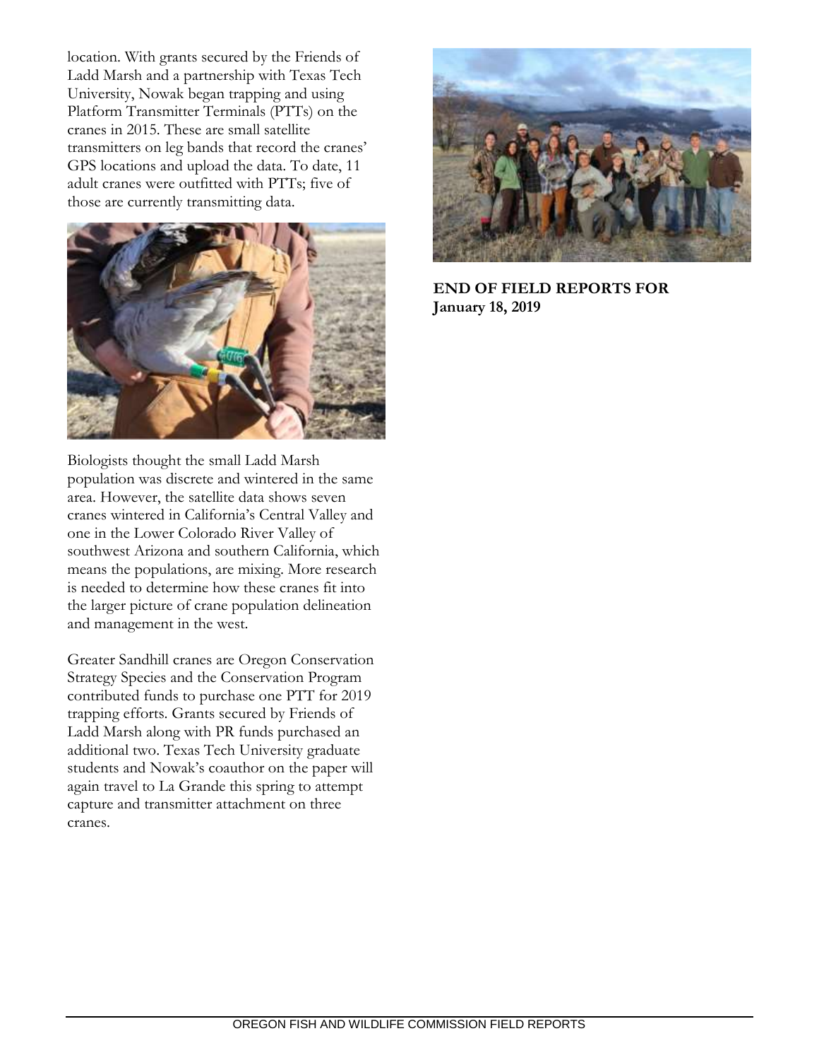location. With grants secured by the Friends of Ladd Marsh and a partnership with Texas Tech University, Nowak began trapping and using Platform Transmitter Terminals (PTTs) on the cranes in 2015. These are small satellite transmitters on leg bands that record the cranes' GPS locations and upload the data. To date, 11 adult cranes were outfitted with PTTs; five of those are currently transmitting data.

Biologists thought the small Ladd Marsh population was discrete and wintered in the same area. However, the satellite data shows seven cranes wintered in California's Central Valley and one in the Lower Colorado River Valley of southwest Arizona and southern California, which means the populations, are mixing. More research is needed to determine how these cranes fit into the larger picture of crane population delineation and management in the west.

Greater Sandhill cranes are Oregon Conservation Strategy Species and the Conservation Program contributed funds to purchase one PTT for 2019 trapping efforts. Grants secured by Friends of Ladd Marsh along with PR funds purchased an additional two. Texas Tech University graduate students and Nowak's coauthor on the paper will again travel to La Grande this spring to attempt capture and transmitter attachment on three cranes.

**END OF FIELD REPORTS FOR January 18, 2019**